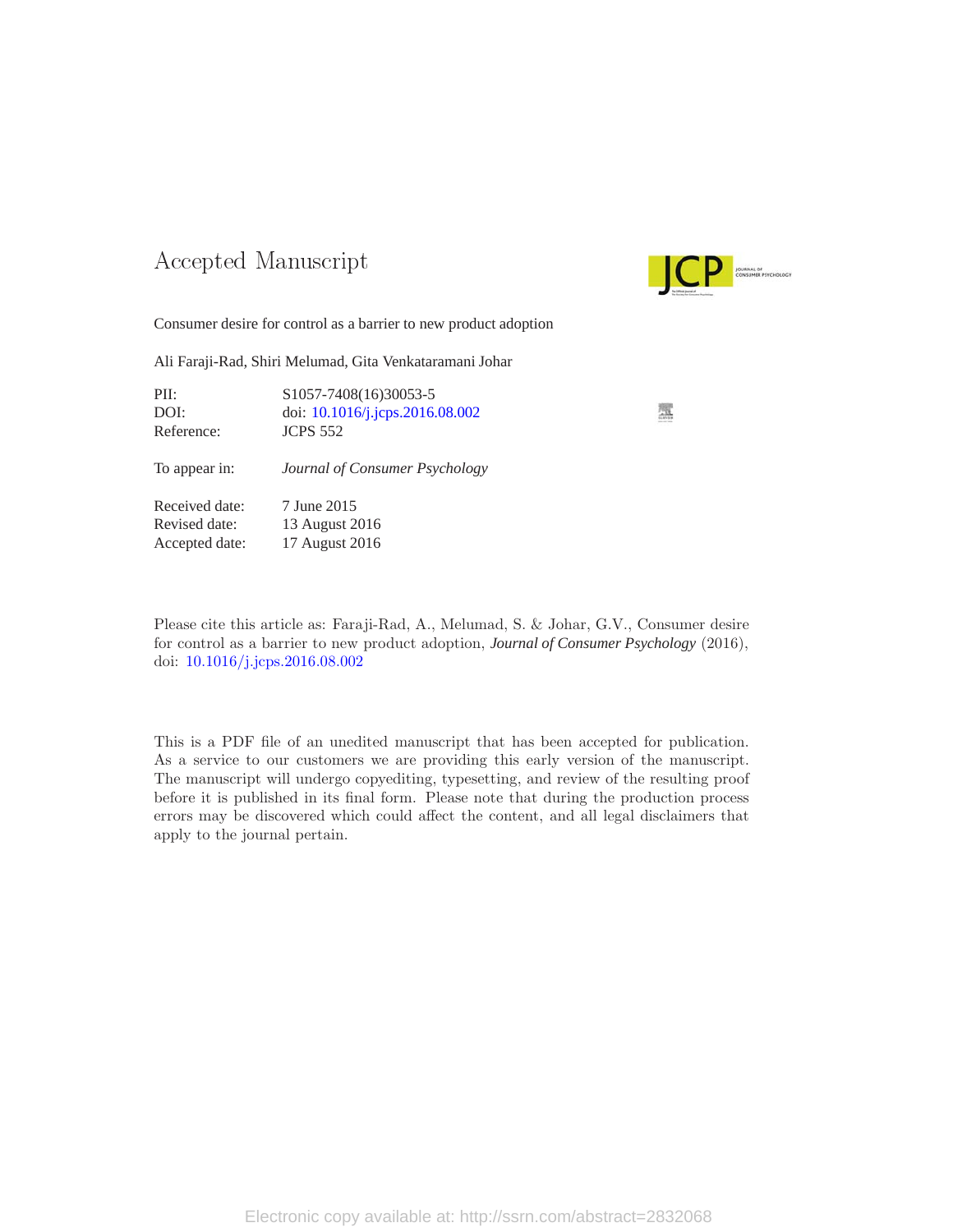# Accepted Manuscript

Consumer desire for control as a barrier to new product adoption

Ali Faraji-Rad, Shiri Melumad, Gita Venkataramani Johar

| | |
|---|---|
| PII: | S1057-7408(16)30053-5 |
| DOI: | doi: 10.1016/j.jcps.2016.08.002 |
| Reference: | JCPS 552 |

To appear in: *Journal of Consumer Psychology*

| | |
|---|---|
| Received date: | 7 June 2015 |
| Revised date: | 13 August 2016 |
| Accepted date: | 17 August 2016 |

Please cite this article as: Faraji-Rad, A., Melumad, S. & Johar, G.V., Consumer desire for control as a barrier to new product adoption, *Journal of Consumer Psychology* (2016), doi: 10.1016/j.jcps.2016.08.002

This is a PDF file of an unedited manuscript that has been accepted for publication. As a service to our customers we are providing this early version of the manuscript. The manuscript will undergo copyediting, typesetting, and review of the resulting proof before it is published in its final form. Please note that during the production process errors may be discovered which could affect the content, and all legal disclaimers that apply to the journal pertain.

Electronic copy available at: http://ssrn.com/abstract=2832068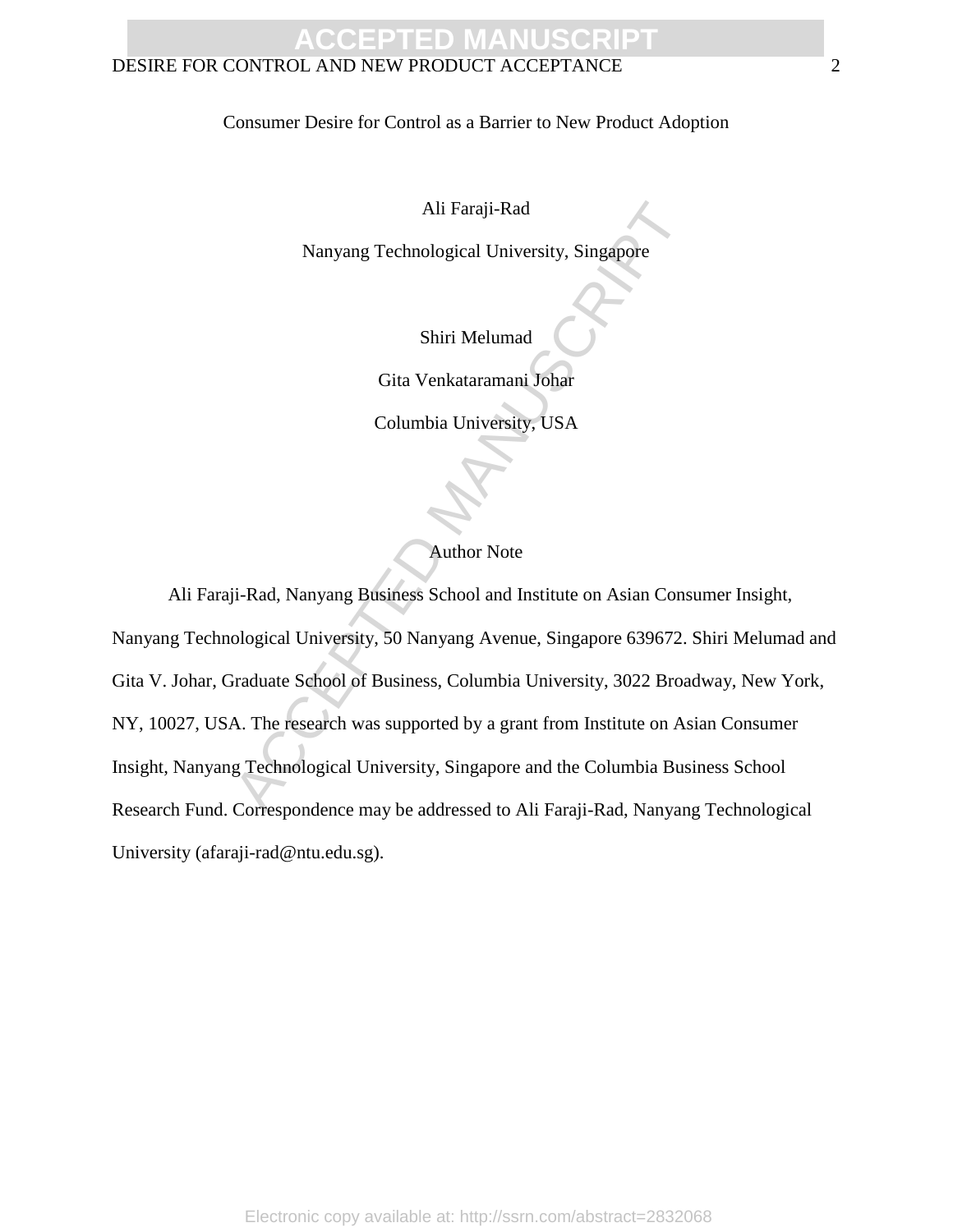# Consumer Desire for Control as a Barrier to New Product Adoption

Ali Faraji-Rad

Nanyang Technological University, Singapore

Shiri Melumad

Gita Venkataramani Johar

Columbia University, USA

## Author Note

Ali Faraji-Rad, Nanyang Business School and Institute on Asian Consumer Insight, Nanyang Technological University, 50 Nanyang Avenue, Singapore 639672. Shiri Melumad and Gita V. Johar, Graduate School of Business, Columbia University, 3022 Broadway, New York, NY, 10027, USA. The research was supported by a grant from Institute on Asian Consumer Insight, Nanyang Technological University, Singapore and the Columbia Business School Research Fund. Correspondence may be addressed to Ali Faraji-Rad, Nanyang Technological University (afaraji-rad@ntu.edu.sg).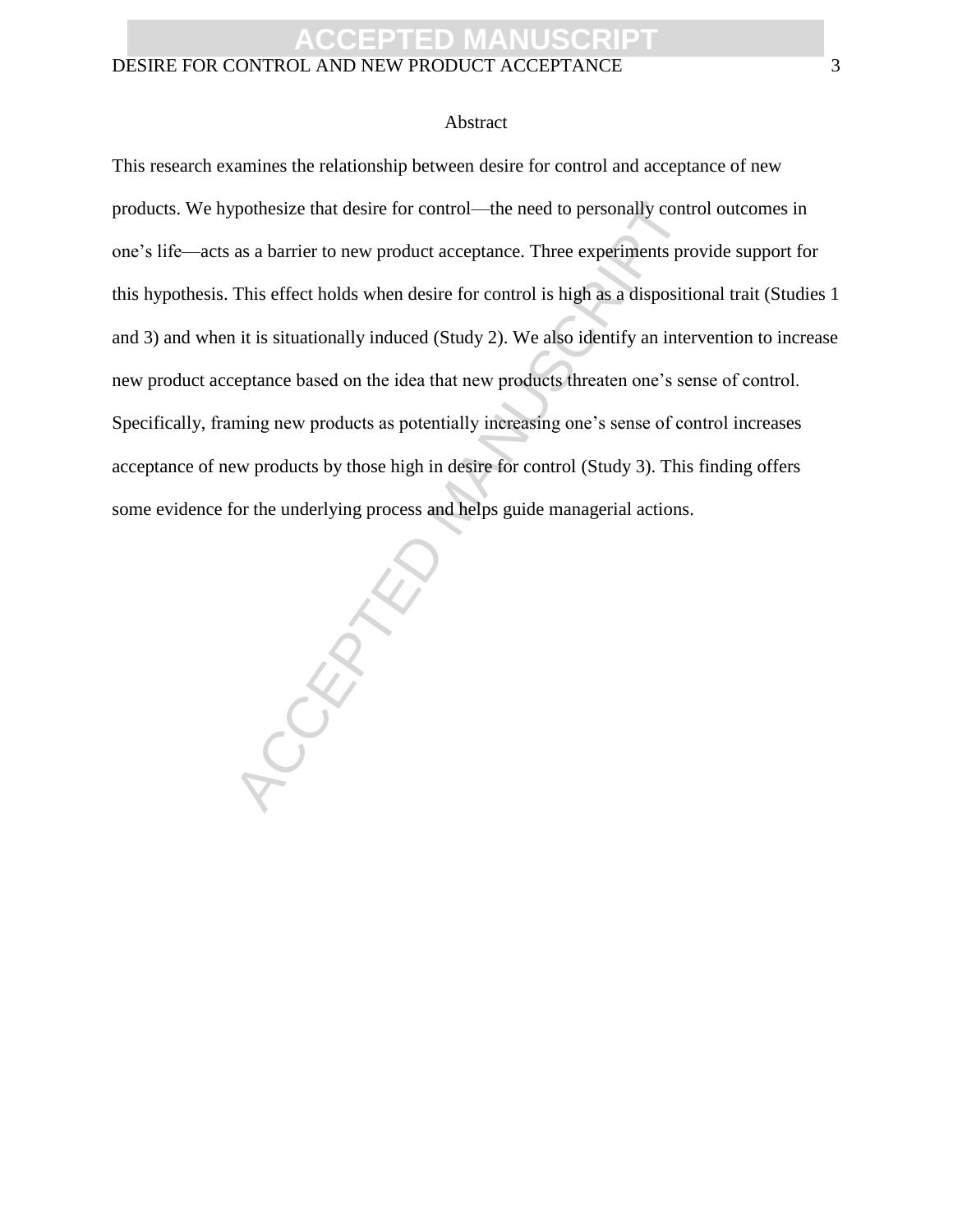## Abstract

This research examines the relationship between desire for control and acceptance of new products. We hypothesize that desire for control—the need to personally control outcomes in one's life—acts as a barrier to new product acceptance. Three experiments provide support for this hypothesis. This effect holds when desire for control is high as a dispositional trait (Studies 1 and 3) and when it is situationally induced (Study 2). We also identify an intervention to increase new product acceptance based on the idea that new products threaten one's sense of control. Specifically, framing new products as potentially increasing one's sense of control increases acceptance of new products by those high in desire for control (Study 3). This finding offers some evidence for the underlying process and helps guide managerial actions.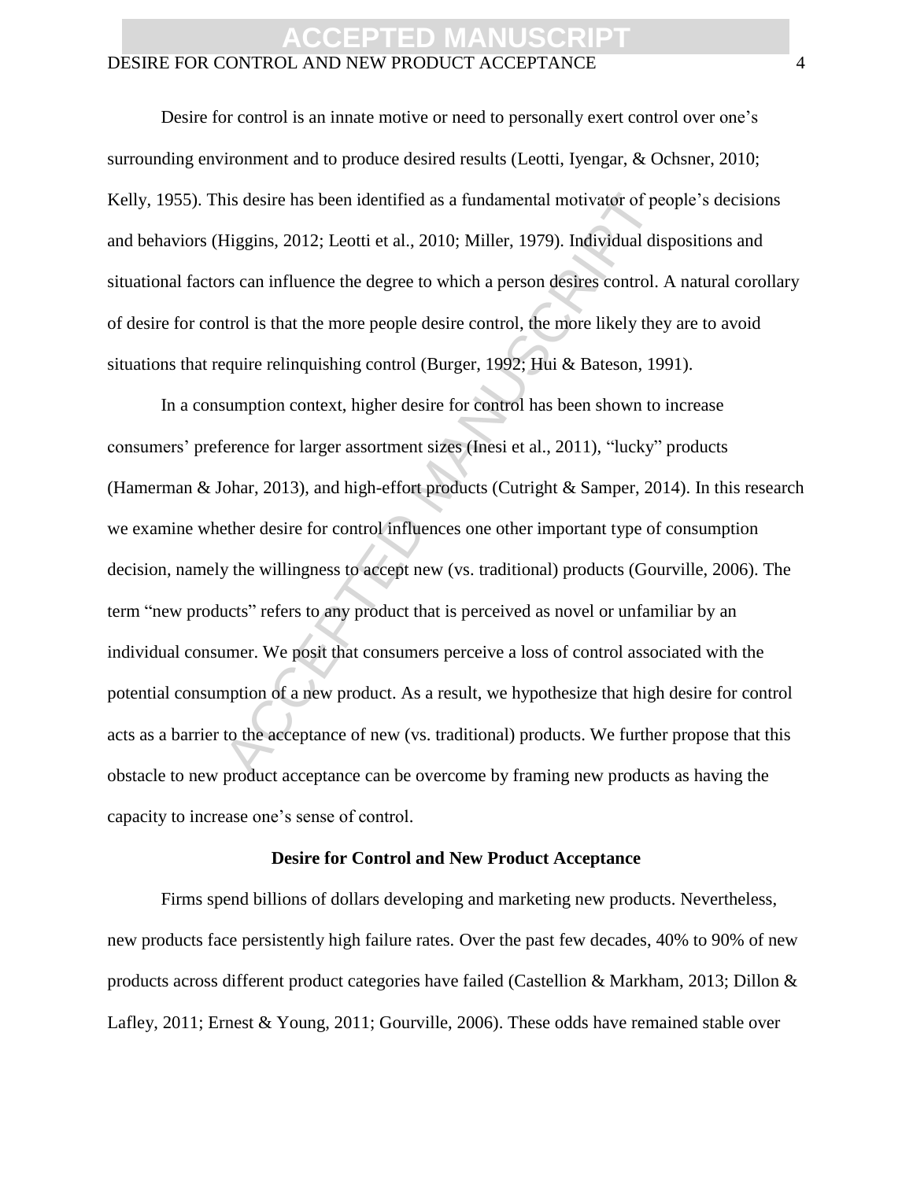Desire for control is an innate motive or need to personally exert control over one's surrounding environment and to produce desired results (Leotti, Iyengar, & Ochsner, 2010; Kelly, 1955). This desire has been identified as a fundamental motivator of people's decisions and behaviors (Higgins, 2012; Leotti et al., 2010; Miller, 1979). Individual dispositions and situational factors can influence the degree to which a person desires control. A natural corollary of desire for control is that the more people desire control, the more likely they are to avoid situations that require relinquishing control (Burger, 1992; Hui & Bateson, 1991).

In a consumption context, higher desire for control has been shown to increase consumers' preference for larger assortment sizes (Inesi et al., 2011), "lucky" products (Hamerman & Johar, 2013), and high-effort products (Cutright & Samper, 2014). In this research we examine whether desire for control influences one other important type of consumption decision, namely the willingness to accept new (vs. traditional) products (Gourville, 2006). The term "new products" refers to any product that is perceived as novel or unfamiliar by an individual consumer. We posit that consumers perceive a loss of control associated with the potential consumption of a new product. As a result, we hypothesize that high desire for control acts as a barrier to the acceptance of new (vs. traditional) products. We further propose that this obstacle to new product acceptance can be overcome by framing new products as having the capacity to increase one's sense of control.

## Desire for Control and New Product Acceptance

Firms spend billions of dollars developing and marketing new products. Nevertheless, new products face persistently high failure rates. Over the past few decades, 40% to 90% of new products across different product categories have failed (Castellion & Markham, 2013; Dillon & Lafley, 2011; Ernest & Young, 2011; Gourville, 2006). These odds have remained stable over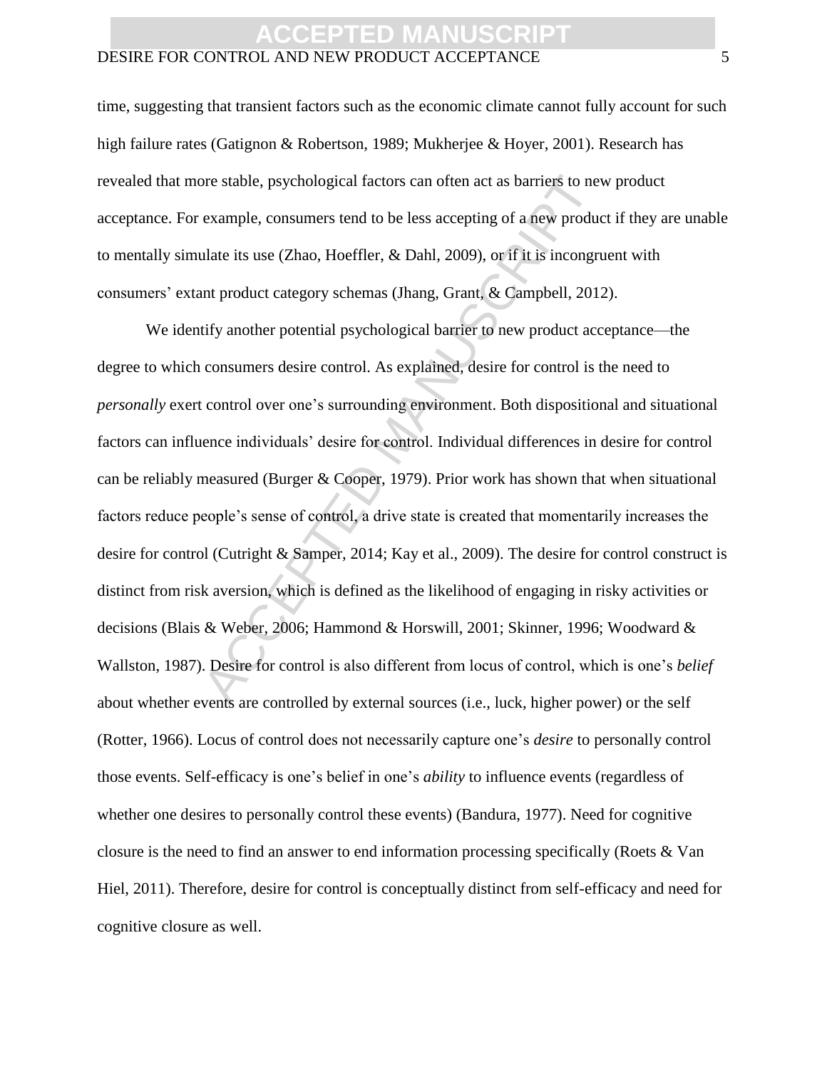time, suggesting that transient factors such as the economic climate cannot fully account for such high failure rates (Gatignon & Robertson, 1989; Mukherjee & Hoyer, 2001). Research has revealed that more stable, psychological factors can often act as barriers to new product acceptance. For example, consumers tend to be less accepting of a new product if they are unable to mentally simulate its use (Zhao, Hoeffler, & Dahl, 2009), or if it is incongruent with consumers' extant product category schemas (Jhang, Grant, & Campbell, 2012).

We identify another potential psychological barrier to new product acceptance—the degree to which consumers desire control. As explained, desire for control is the need to *personally* exert control over one's surrounding environment. Both dispositional and situational factors can influence individuals' desire for control. Individual differences in desire for control can be reliably measured (Burger & Cooper, 1979). Prior work has shown that when situational factors reduce people's sense of control, a drive state is created that momentarily increases the desire for control (Cutright & Samper, 2014; Kay et al., 2009). The desire for control construct is distinct from risk aversion, which is defined as the likelihood of engaging in risky activities or decisions (Blais & Weber, 2006; Hammond & Horswill, 2001; Skinner, 1996; Woodward & Wallston, 1987). Desire for control is also different from locus of control, which is one's *belief* about whether events are controlled by external sources (i.e., luck, higher power) or the self (Rotter, 1966). Locus of control does not necessarily capture one's *desire* to personally control those events. Self-efficacy is one's belief in one's *ability* to influence events (regardless of whether one desires to personally control these events) (Bandura, 1977). Need for cognitive closure is the need to find an answer to end information processing specifically (Roets & Van Hiel, 2011). Therefore, desire for control is conceptually distinct from self-efficacy and need for cognitive closure as well.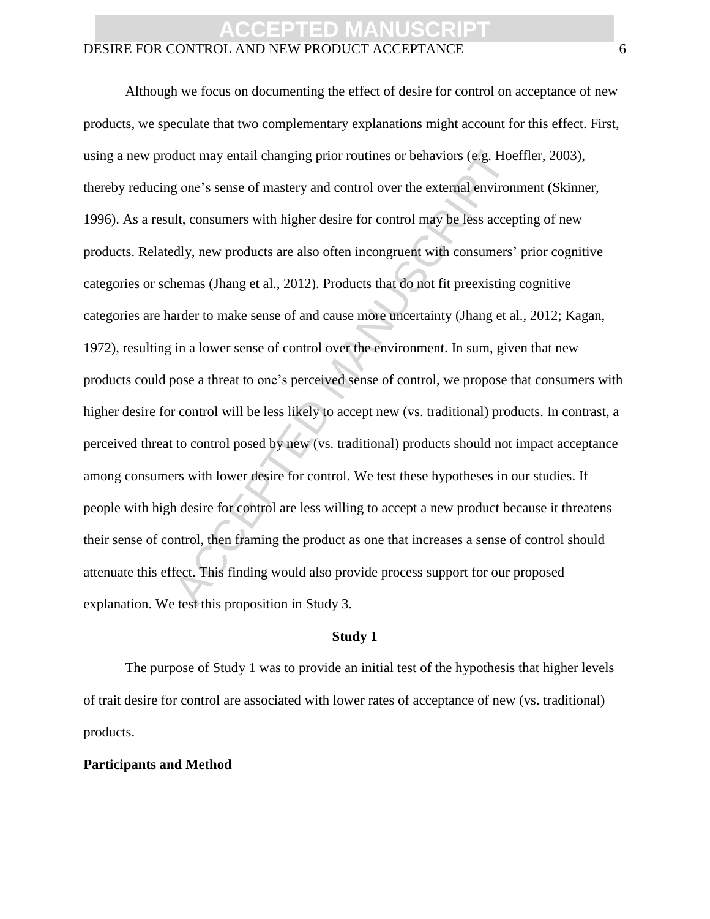Although we focus on documenting the effect of desire for control on acceptance of new products, we speculate that two complementary explanations might account for this effect. First, using a new product may entail changing prior routines or behaviors (e.g. Hoeffler, 2003), thereby reducing one's sense of mastery and control over the external environment (Skinner, 1996). As a result, consumers with higher desire for control may be less accepting of new products. Relatedly, new products are also often incongruent with consumers' prior cognitive categories or schemas (Jhang et al., 2012). Products that do not fit preexisting cognitive categories are harder to make sense of and cause more uncertainty (Jhang et al., 2012; Kagan, 1972), resulting in a lower sense of control over the environment. In sum, given that new products could pose a threat to one's perceived sense of control, we propose that consumers with higher desire for control will be less likely to accept new (vs. traditional) products. In contrast, a perceived threat to control posed by new (vs. traditional) products should not impact acceptance among consumers with lower desire for control. We test these hypotheses in our studies. If people with high desire for control are less willing to accept a new product because it threatens their sense of control, then framing the product as one that increases a sense of control should attenuate this effect. This finding would also provide process support for our proposed explanation. We test this proposition in Study 3.

## Study 1

The purpose of Study 1 was to provide an initial test of the hypothesis that higher levels of trait desire for control are associated with lower rates of acceptance of new (vs. traditional) products.

### Participants and Method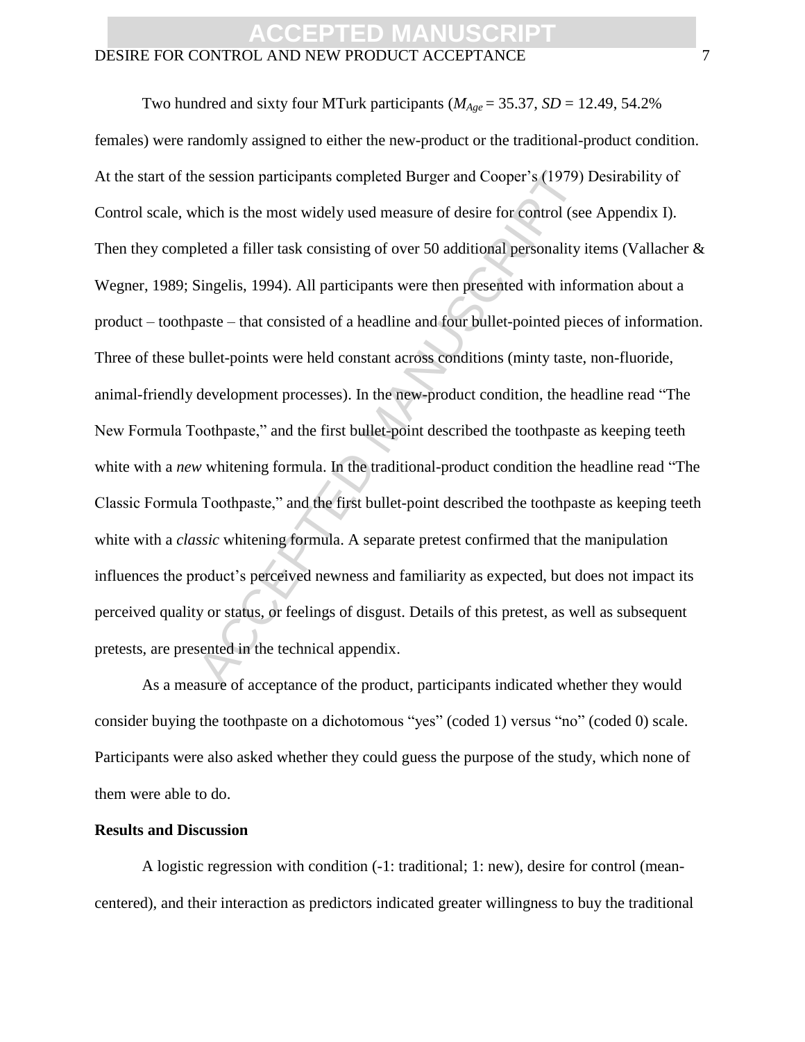Two hundred and sixty four MTurk participants ($M_{Age}$ = 35.37, $SD$ = 12.49, 54.2% females) were randomly assigned to either the new-product or the traditional-product condition. At the start of the session participants completed Burger and Cooper's (1979) Desirability of Control scale, which is the most widely used measure of desire for control (see Appendix I). Then they completed a filler task consisting of over 50 additional personality items (Vallacher & Wegner, 1989; Singelis, 1994). All participants were then presented with information about a product – toothpaste – that consisted of a headline and four bullet-pointed pieces of information. Three of these bullet-points were held constant across conditions (minty taste, non-fluoride, animal-friendly development processes). In the new-product condition, the headline read "The New Formula Toothpaste," and the first bullet-point described the toothpaste as keeping teeth white with a *new* whitening formula. In the traditional-product condition the headline read "The Classic Formula Toothpaste," and the first bullet-point described the toothpaste as keeping teeth white with a *classic* whitening formula. A separate pretest confirmed that the manipulation influences the product's perceived newness and familiarity as expected, but does not impact its perceived quality or status, or feelings of disgust. Details of this pretest, as well as subsequent pretests, are presented in the technical appendix.

As a measure of acceptance of the product, participants indicated whether they would consider buying the toothpaste on a dichotomous "yes" (coded 1) versus "no" (coded 0) scale. Participants were also asked whether they could guess the purpose of the study, which none of them were able to do.

**Results and Discussion**

A logistic regression with condition (-1: traditional; 1: new), desire for control (mean-centered), and their interaction as predictors indicated greater willingness to buy the traditional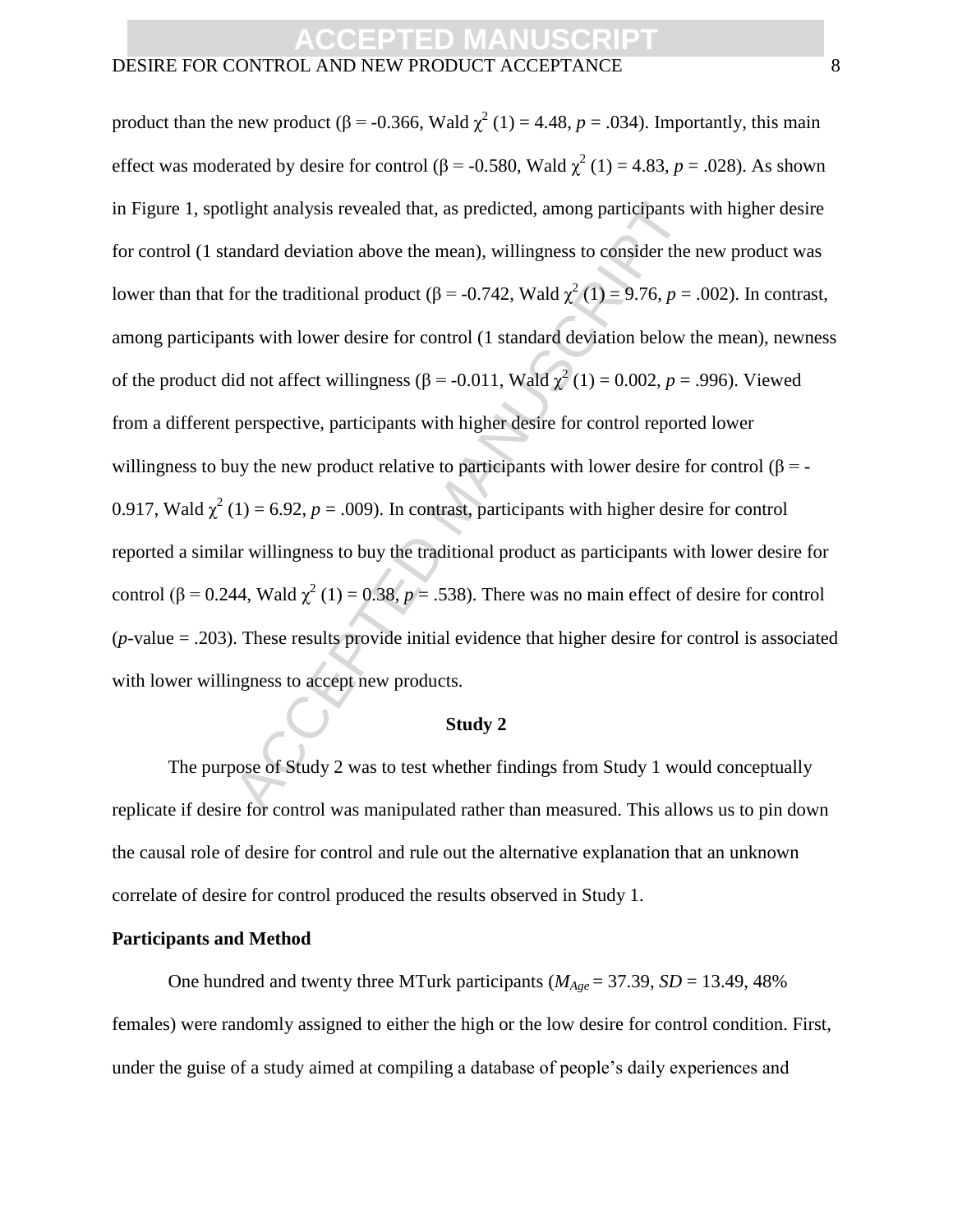product than the new product ($\beta = -0.366$, Wald $\chi^2$ (1) = 4.48, $p = .034$). Importantly, this main effect was moderated by desire for control ($\beta = -0.580$, Wald $\chi^2$ (1) = 4.83, $p = .028$). As shown in Figure 1, spotlight analysis revealed that, as predicted, among participants with higher desire for control (1 standard deviation above the mean), willingness to consider the new product was lower than that for the traditional product ($\beta = -0.742$, Wald $\chi^2$ (1) = 9.76, $p = .002$). In contrast, among participants with lower desire for control (1 standard deviation below the mean), newness of the product did not affect willingness ($\beta = -0.011$, Wald $\chi^2$ (1) = 0.002, $p = .996$). Viewed from a different perspective, participants with higher desire for control reported lower willingness to buy the new product relative to participants with lower desire for control ($\beta = -0.917$, Wald $\chi^2$ (1) = 6.92, $p = .009$). In contrast, participants with higher desire for control reported a similar willingness to buy the traditional product as participants with lower desire for control ($\beta = 0.244$, Wald $\chi^2$ (1) = 0.38, $p = .538$). There was no main effect of desire for control ($p$-value = .203). These results provide initial evidence that higher desire for control is associated with lower willingness to accept new products.

## Study 2

The purpose of Study 2 was to test whether findings from Study 1 would conceptually replicate if desire for control was manipulated rather than measured. This allows us to pin down the causal role of desire for control and rule out the alternative explanation that an unknown correlate of desire for control produced the results observed in Study 1.

### Participants and Method

One hundred and twenty three MTurk participants ($M_{Age} = 37.39$, $SD = 13.49$, 48% females) were randomly assigned to either the high or the low desire for control condition. First, under the guise of a study aimed at compiling a database of people's daily experiences and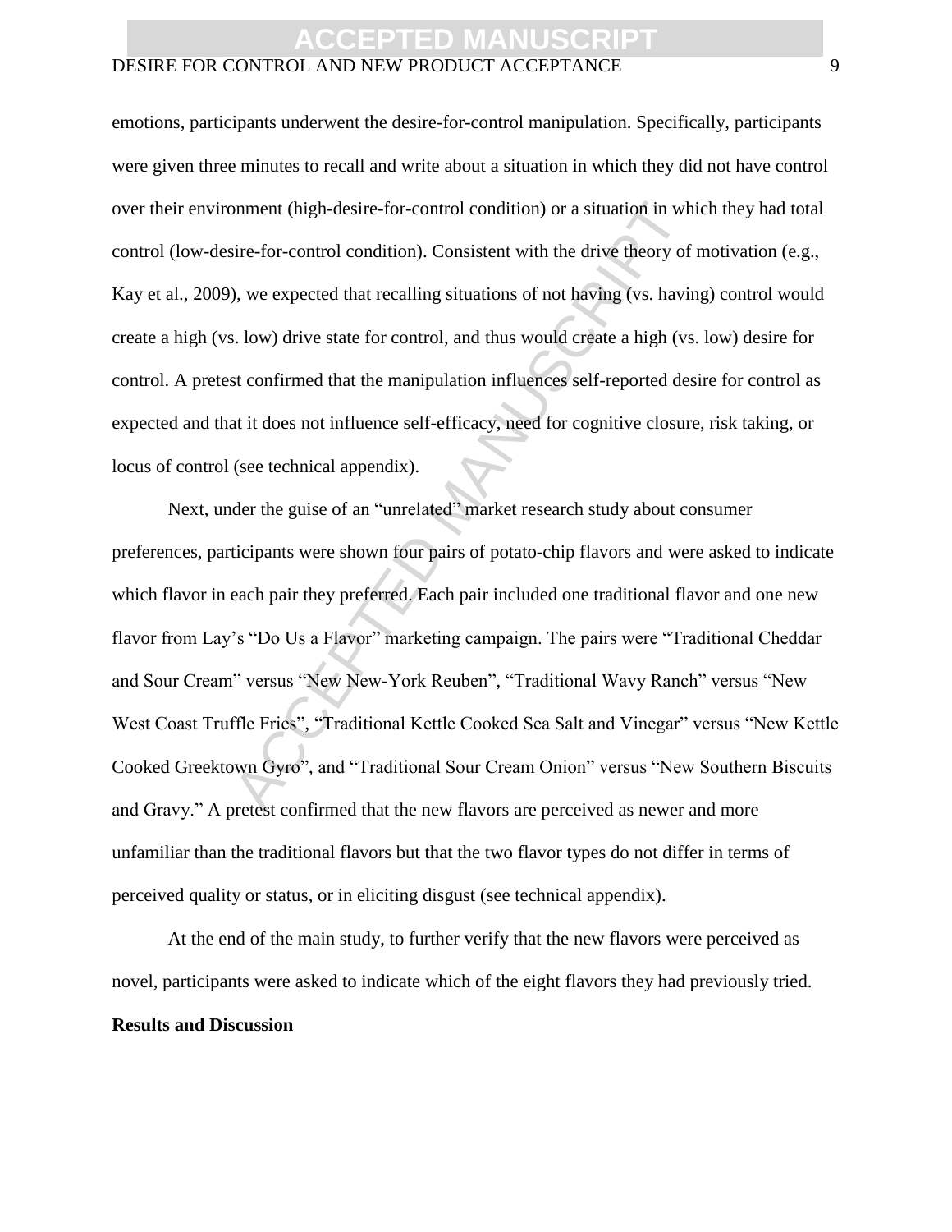emotions, participants underwent the desire-for-control manipulation. Specifically, participants were given three minutes to recall and write about a situation in which they did not have control over their environment (high-desire-for-control condition) or a situation in which they had total control (low-desire-for-control condition). Consistent with the drive theory of motivation (e.g., Kay et al., 2009), we expected that recalling situations of not having (vs. having) control would create a high (vs. low) drive state for control, and thus would create a high (vs. low) desire for control. A pretest confirmed that the manipulation influences self-reported desire for control as expected and that it does not influence self-efficacy, need for cognitive closure, risk taking, or locus of control (see technical appendix).

Next, under the guise of an "unrelated" market research study about consumer preferences, participants were shown four pairs of potato-chip flavors and were asked to indicate which flavor in each pair they preferred. Each pair included one traditional flavor and one new flavor from Lay's "Do Us a Flavor" marketing campaign. The pairs were "Traditional Cheddar and Sour Cream" versus "New New-York Reuben", "Traditional Wavy Ranch" versus "New West Coast Truffle Fries", "Traditional Kettle Cooked Sea Salt and Vinegar" versus "New Kettle Cooked Greektown Gyro", and "Traditional Sour Cream Onion" versus "New Southern Biscuits and Gravy." A pretest confirmed that the new flavors are perceived as newer and more unfamiliar than the traditional flavors but that the two flavor types do not differ in terms of perceived quality or status, or in eliciting disgust (see technical appendix).

At the end of the main study, to further verify that the new flavors were perceived as novel, participants were asked to indicate which of the eight flavors they had previously tried.

**Results and Discussion**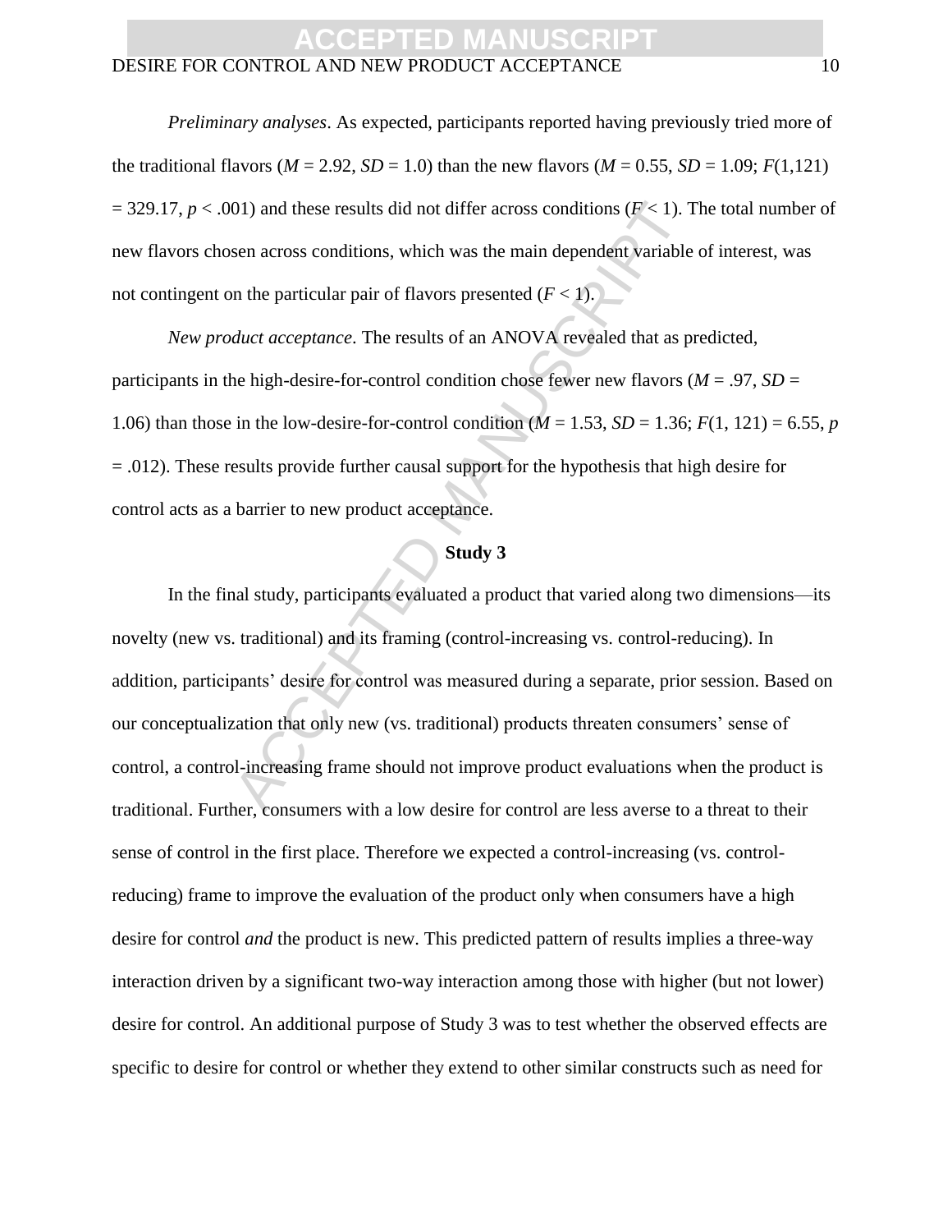*Preliminary analyses*. As expected, participants reported having previously tried more of the traditional flavors ($M = 2.92$, $SD = 1.0$) than the new flavors ($M = 0.55$, $SD = 1.09$; $F(1,121) = 329.17$, $p < .001$) and these results did not differ across conditions ($F < 1$). The total number of new flavors chosen across conditions, which was the main dependent variable of interest, was not contingent on the particular pair of flavors presented ($F < 1$).

*New product acceptance*. The results of an ANOVA revealed that as predicted, participants in the high-desire-for-control condition chose fewer new flavors ($M = .97$, $SD = 1.06$) than those in the low-desire-for-control condition ($M = 1.53$, $SD = 1.36$; $F(1, 121) = 6.55$, $p = .012$). These results provide further causal support for the hypothesis that high desire for control acts as a barrier to new product acceptance.

**Study 3**

In the final study, participants evaluated a product that varied along two dimensions—its novelty (new vs. traditional) and its framing (control-increasing vs. control-reducing). In addition, participants' desire for control was measured during a separate, prior session. Based on our conceptualization that only new (vs. traditional) products threaten consumers' sense of control, a control-increasing frame should not improve product evaluations when the product is traditional. Further, consumers with a low desire for control are less averse to a threat to their sense of control in the first place. Therefore we expected a control-increasing (vs. control-reducing) frame to improve the evaluation of the product only when consumers have a high desire for control *and* the product is new. This predicted pattern of results implies a three-way interaction driven by a significant two-way interaction among those with higher (but not lower) desire for control. An additional purpose of Study 3 was to test whether the observed effects are specific to desire for control or whether they extend to other similar constructs such as need for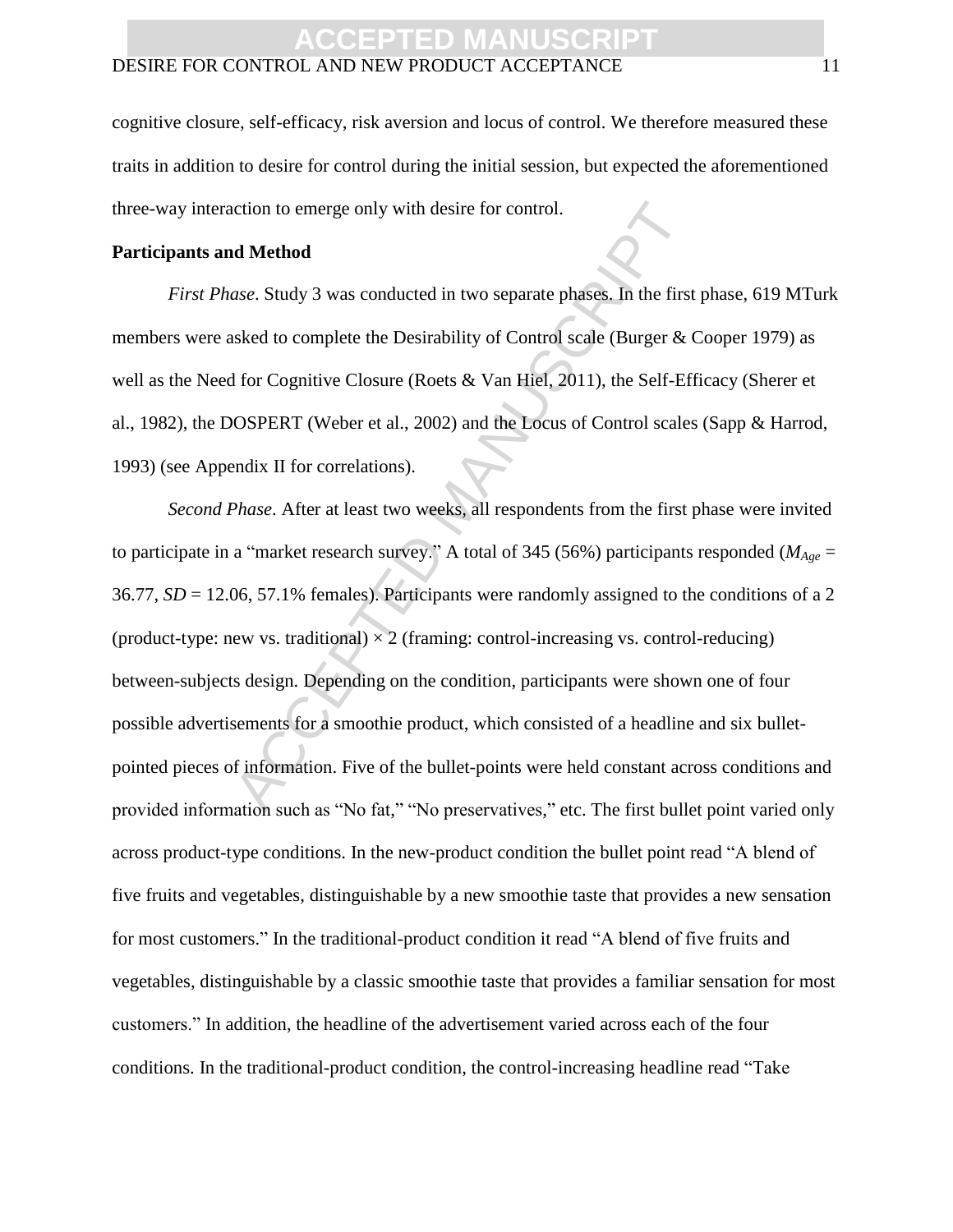cognitive closure, self-efficacy, risk aversion and locus of control. We therefore measured these traits in addition to desire for control during the initial session, but expected the aforementioned three-way interaction to emerge only with desire for control.

**Participants and Method**

*First Phase*. Study 3 was conducted in two separate phases. In the first phase, 619 MTurk members were asked to complete the Desirability of Control scale (Burger & Cooper 1979) as well as the Need for Cognitive Closure (Roets & Van Hiel, 2011), the Self-Efficacy (Sherer et al., 1982), the DOSPERT (Weber et al., 2002) and the Locus of Control scales (Sapp & Harrod, 1993) (see Appendix II for correlations).

*Second Phase*. After at least two weeks, all respondents from the first phase were invited to participate in a "market research survey." A total of 345 (56%) participants responded ($M_{Age}$ = 36.77, $SD$ = 12.06, 57.1% females). Participants were randomly assigned to the conditions of a 2 (product-type: new vs. traditional) × 2 (framing: control-increasing vs. control-reducing) between-subjects design. Depending on the condition, participants were shown one of four possible advertisements for a smoothie product, which consisted of a headline and six bullet-pointed pieces of information. Five of the bullet-points were held constant across conditions and provided information such as "No fat," "No preservatives," etc. The first bullet point varied only across product-type conditions. In the new-product condition the bullet point read "A blend of five fruits and vegetables, distinguishable by a new smoothie taste that provides a new sensation for most customers." In the traditional-product condition it read "A blend of five fruits and vegetables, distinguishable by a classic smoothie taste that provides a familiar sensation for most customers." In addition, the headline of the advertisement varied across each of the four conditions. In the traditional-product condition, the control-increasing headline read "Take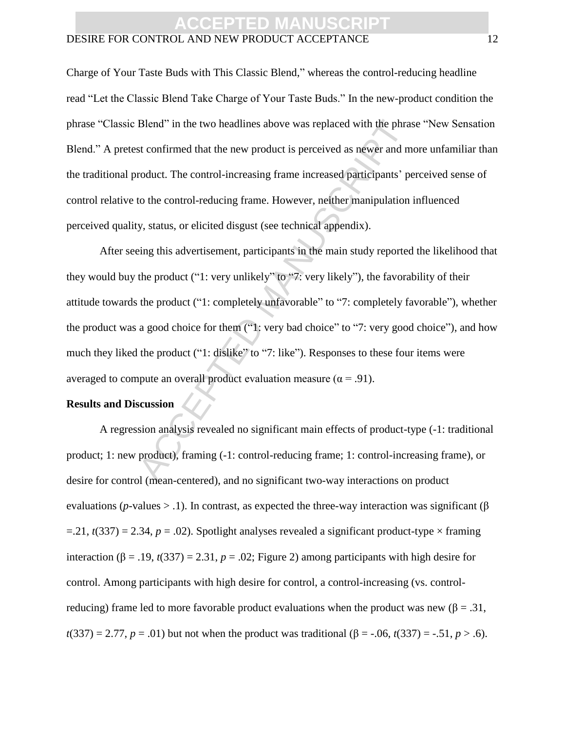Charge of Your Taste Buds with This Classic Blend," whereas the control-reducing headline read "Let the Classic Blend Take Charge of Your Taste Buds." In the new-product condition the phrase "Classic Blend" in the two headlines above was replaced with the phrase "New Sensation Blend." A pretest confirmed that the new product is perceived as newer and more unfamiliar than the traditional product. The control-increasing frame increased participants' perceived sense of control relative to the control-reducing frame. However, neither manipulation influenced perceived quality, status, or elicited disgust (see technical appendix).

After seeing this advertisement, participants in the main study reported the likelihood that they would buy the product ("1: very unlikely" to "7: very likely"), the favorability of their attitude towards the product ("1: completely unfavorable" to "7: completely favorable"), whether the product was a good choice for them ("1: very bad choice" to "7: very good choice"), and how much they liked the product ("1: dislike" to "7: like"). Responses to these four items were averaged to compute an overall product evaluation measure ($\alpha = .91$).

**Results and Discussion**

A regression analysis revealed no significant main effects of product-type (-1: traditional product; 1: new product), framing (-1: control-reducing frame; 1: control-increasing frame), or desire for control (mean-centered), and no significant two-way interactions on product evaluations (*p*-values > .1). In contrast, as expected the three-way interaction was significant ($\beta = .21$, $t(337) = 2.34$, $p = .02$). Spotlight analyses revealed a significant product-type × framing interaction ($\beta = .19$, $t(337) = 2.31$, $p = .02$; Figure 2) among participants with high desire for control. Among participants with high desire for control, a control-increasing (vs. control-reducing) frame led to more favorable product evaluations when the product was new ($\beta = .31$, $t(337) = 2.77$, $p = .01$) but not when the product was traditional ($\beta = -.06$, $t(337) = -.51$, $p > .6$).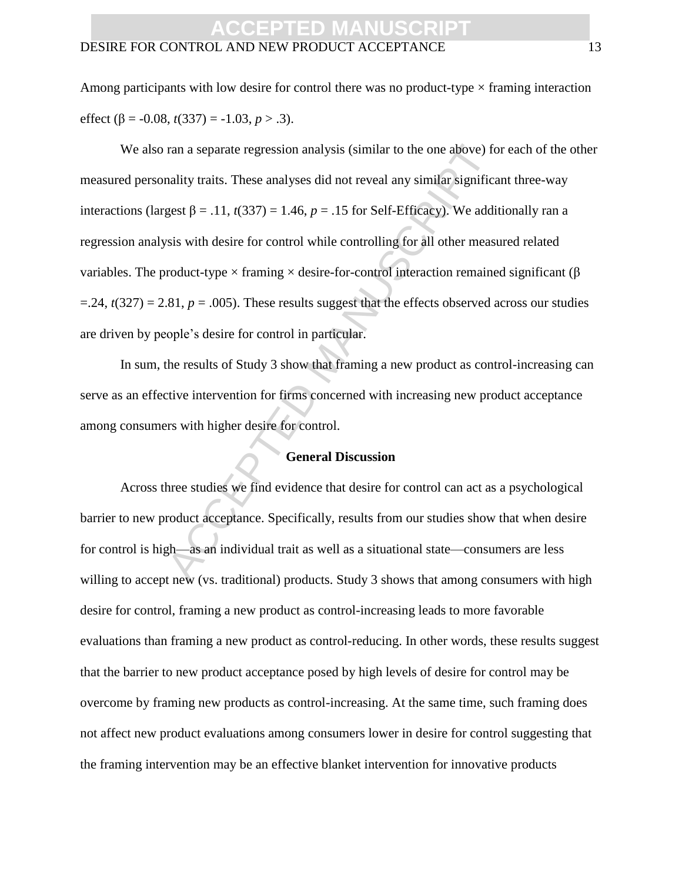Among participants with low desire for control there was no product-type × framing interaction effect ($\beta = -0.08$, $t(337) = -1.03$, $p > .3$).

We also ran a separate regression analysis (similar to the one above) for each of the other measured personality traits. These analyses did not reveal any similar significant three-way interactions (largest $\beta = .11$, $t(337) = 1.46$, $p = .15$ for Self-Efficacy). We additionally ran a regression analysis with desire for control while controlling for all other measured related variables. The product-type × framing × desire-for-control interaction remained significant ($\beta = .24$, $t(327) = 2.81$, $p = .005$). These results suggest that the effects observed across our studies are driven by people's desire for control in particular.

In sum, the results of Study 3 show that framing a new product as control-increasing can serve as an effective intervention for firms concerned with increasing new product acceptance among consumers with higher desire for control.

## General Discussion

Across three studies we find evidence that desire for control can act as a psychological barrier to new product acceptance. Specifically, results from our studies show that when desire for control is high—as an individual trait as well as a situational state—consumers are less willing to accept new (vs. traditional) products. Study 3 shows that among consumers with high desire for control, framing a new product as control-increasing leads to more favorable evaluations than framing a new product as control-reducing. In other words, these results suggest that the barrier to new product acceptance posed by high levels of desire for control may be overcome by framing new products as control-increasing. At the same time, such framing does not affect new product evaluations among consumers lower in desire for control suggesting that the framing intervention may be an effective blanket intervention for innovative products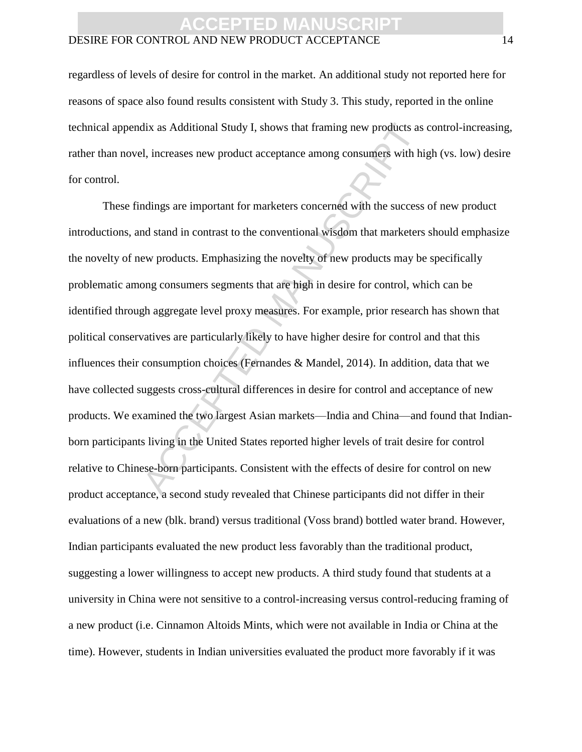regardless of levels of desire for control in the market. An additional study not reported here for reasons of space also found results consistent with Study 3. This study, reported in the online technical appendix as Additional Study I, shows that framing new products as control-increasing, rather than novel, increases new product acceptance among consumers with high (vs. low) desire for control.

These findings are important for marketers concerned with the success of new product introductions, and stand in contrast to the conventional wisdom that marketers should emphasize the novelty of new products. Emphasizing the novelty of new products may be specifically problematic among consumers segments that are high in desire for control, which can be identified through aggregate level proxy measures. For example, prior research has shown that political conservatives are particularly likely to have higher desire for control and that this influences their consumption choices (Fernandes & Mandel, 2014). In addition, data that we have collected suggests cross-cultural differences in desire for control and acceptance of new products. We examined the two largest Asian markets—India and China—and found that Indian-born participants living in the United States reported higher levels of trait desire for control relative to Chinese-born participants. Consistent with the effects of desire for control on new product acceptance, a second study revealed that Chinese participants did not differ in their evaluations of a new (blk. brand) versus traditional (Voss brand) bottled water brand. However, Indian participants evaluated the new product less favorably than the traditional product, suggesting a lower willingness to accept new products. A third study found that students at a university in China were not sensitive to a control-increasing versus control-reducing framing of a new product (i.e. Cinnamon Altoids Mints, which were not available in India or China at the time). However, students in Indian universities evaluated the product more favorably if it was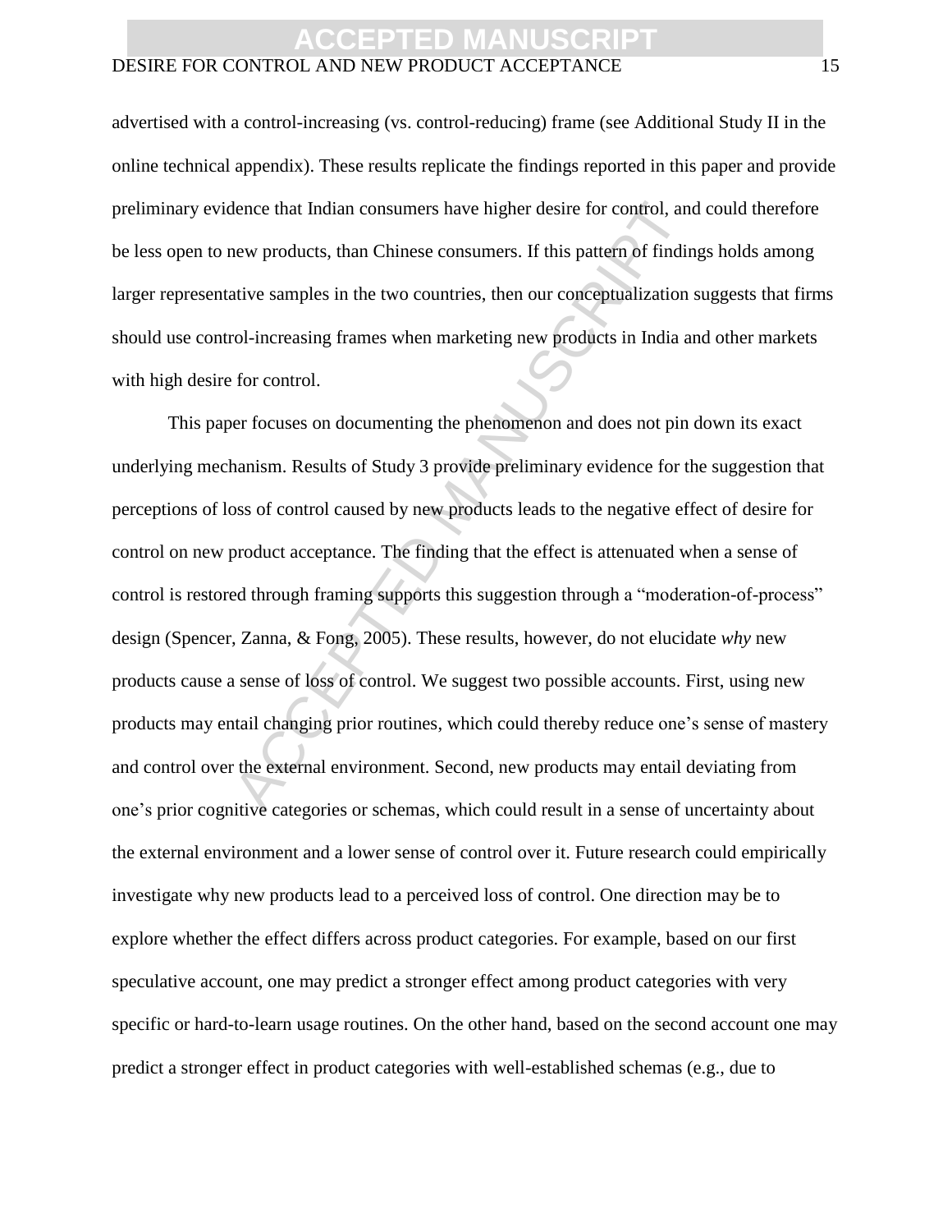advertised with a control-increasing (vs. control-reducing) frame (see Additional Study II in the online technical appendix). These results replicate the findings reported in this paper and provide preliminary evidence that Indian consumers have higher desire for control, and could therefore be less open to new products, than Chinese consumers. If this pattern of findings holds among larger representative samples in the two countries, then our conceptualization suggests that firms should use control-increasing frames when marketing new products in India and other markets with high desire for control.

This paper focuses on documenting the phenomenon and does not pin down its exact underlying mechanism. Results of Study 3 provide preliminary evidence for the suggestion that perceptions of loss of control caused by new products leads to the negative effect of desire for control on new product acceptance. The finding that the effect is attenuated when a sense of control is restored through framing supports this suggestion through a "moderation-of-process" design (Spencer, Zanna, & Fong, 2005). These results, however, do not elucidate *why* new products cause a sense of loss of control. We suggest two possible accounts. First, using new products may entail changing prior routines, which could thereby reduce one's sense of mastery and control over the external environment. Second, new products may entail deviating from one's prior cognitive categories or schemas, which could result in a sense of uncertainty about the external environment and a lower sense of control over it. Future research could empirically investigate why new products lead to a perceived loss of control. One direction may be to explore whether the effect differs across product categories. For example, based on our first speculative account, one may predict a stronger effect among product categories with very specific or hard-to-learn usage routines. On the other hand, based on the second account one may predict a stronger effect in product categories with well-established schemas (e.g., due to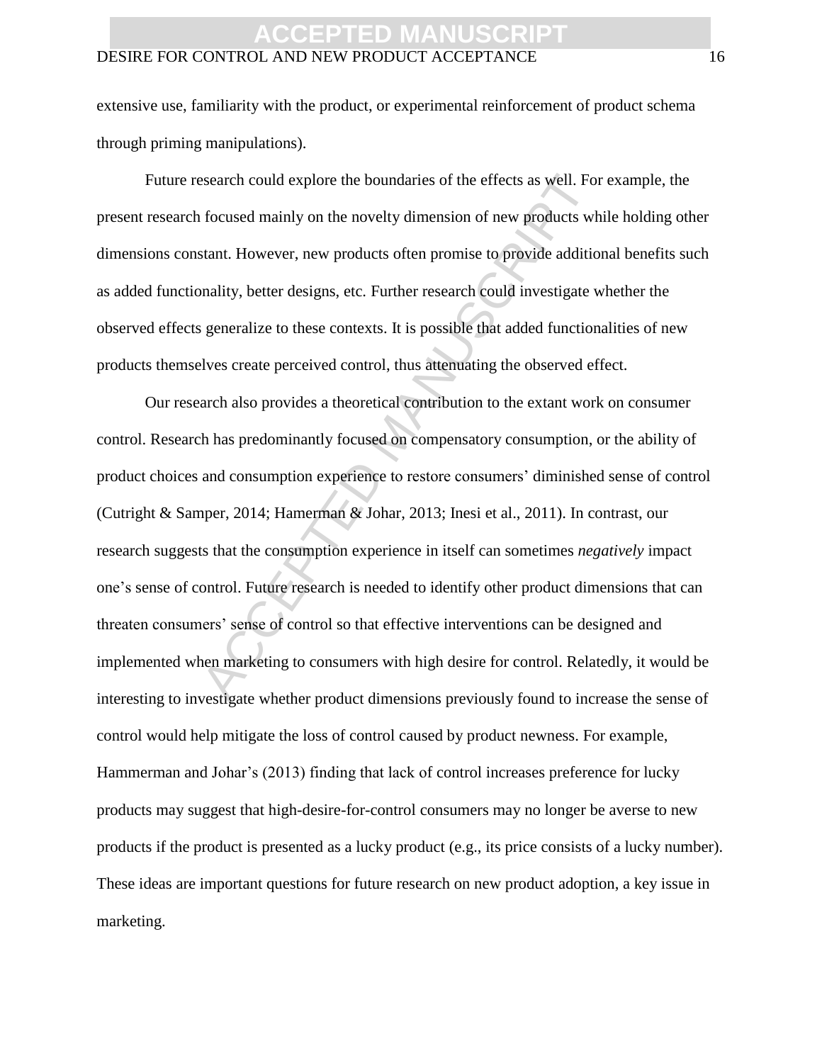extensive use, familiarity with the product, or experimental reinforcement of product schema through priming manipulations).

Future research could explore the boundaries of the effects as well. For example, the present research focused mainly on the novelty dimension of new products while holding other dimensions constant. However, new products often promise to provide additional benefits such as added functionality, better designs, etc. Further research could investigate whether the observed effects generalize to these contexts. It is possible that added functionalities of new products themselves create perceived control, thus attenuating the observed effect.

Our research also provides a theoretical contribution to the extant work on consumer control. Research has predominantly focused on compensatory consumption, or the ability of product choices and consumption experience to restore consumers' diminished sense of control (Cutright & Samper, 2014; Hamerman & Johar, 2013; Inesi et al., 2011). In contrast, our research suggests that the consumption experience in itself can sometimes *negatively* impact one's sense of control. Future research is needed to identify other product dimensions that can threaten consumers' sense of control so that effective interventions can be designed and implemented when marketing to consumers with high desire for control. Relatedly, it would be interesting to investigate whether product dimensions previously found to increase the sense of control would help mitigate the loss of control caused by product newness. For example, Hammerman and Johar's (2013) finding that lack of control increases preference for lucky products may suggest that high-desire-for-control consumers may no longer be averse to new products if the product is presented as a lucky product (e.g., its price consists of a lucky number). These ideas are important questions for future research on new product adoption, a key issue in marketing.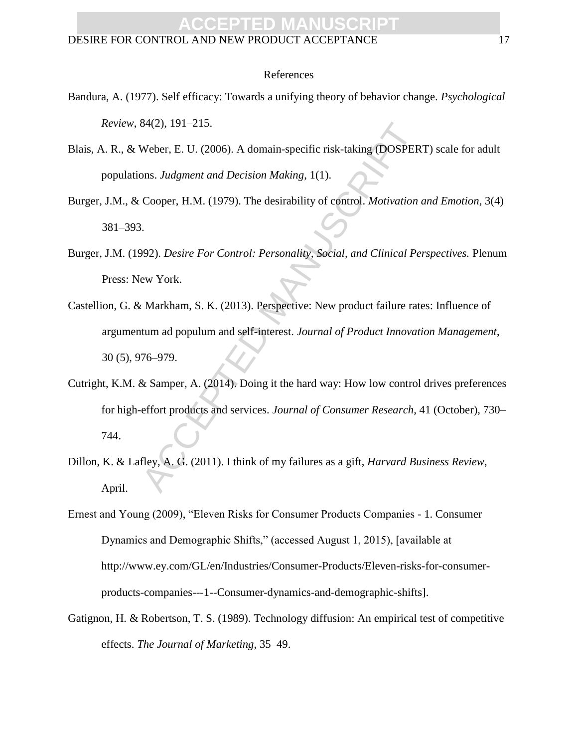# References

Bandura, A. (1977). Self efficacy: Towards a unifying theory of behavior change. *Psychological Review*, 84(2), 191–215.

Blais, A. R., & Weber, E. U. (2006). A domain-specific risk-taking (DOSPERT) scale for adult populations. *Judgment and Decision Making*, 1(1).

Burger, J.M., & Cooper, H.M. (1979). The desirability of control. *Motivation and Emotion*, 3(4) 381–393.

Burger, J.M. (1992). *Desire For Control: Personality, Social, and Clinical Perspectives.* Plenum Press: New York.

Castellion, G. & Markham, S. K. (2013). Perspective: New product failure rates: Influence of argumentum ad populum and self-interest. *Journal of Product Innovation Management*, 30 (5), 976–979.

Cutright, K.M. & Samper, A. (2014). Doing it the hard way: How low control drives preferences for high-effort products and services. *Journal of Consumer Research*, 41 (October), 730–744.

Dillon, K. & Lafley, A. G. (2011). I think of my failures as a gift, *Harvard Business Review*, April.

Ernest and Young (2009), "Eleven Risks for Consumer Products Companies - 1. Consumer Dynamics and Demographic Shifts," (accessed August 1, 2015), [available at http://www.ey.com/GL/en/Industries/Consumer-Products/Eleven-risks-for-consumer-products-companies---1--Consumer-dynamics-and-demographic-shifts].

Gatignon, H. & Robertson, T. S. (1989). Technology diffusion: An empirical test of competitive effects. *The Journal of Marketing*, 35–49.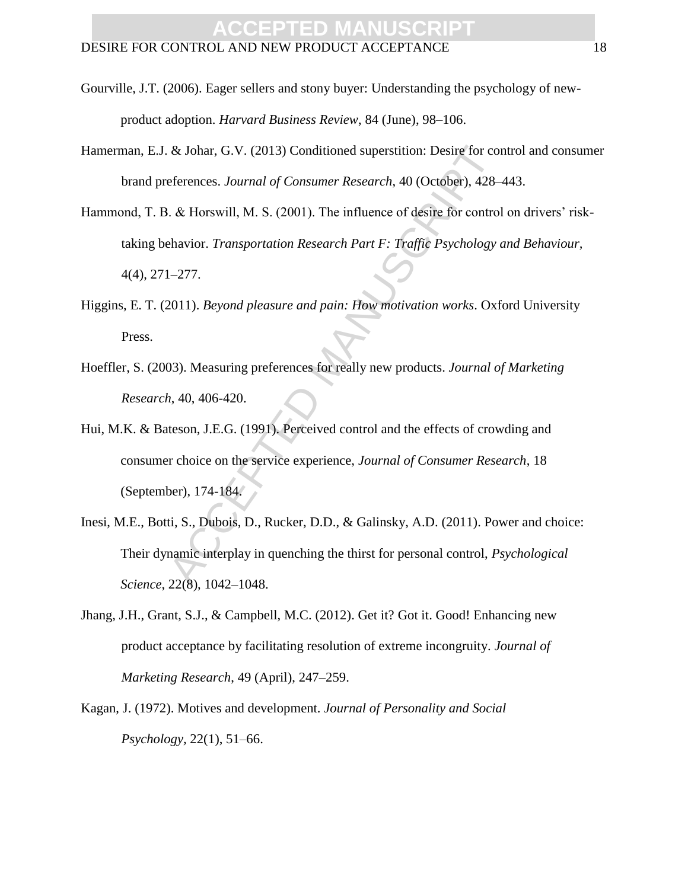Gourville, J.T. (2006). Eager sellers and stony buyer: Understanding the psychology of new-product adoption. *Harvard Business Review*, 84 (June), 98–106.

Hamerman, E.J. & Johar, G.V. (2013) Conditioned superstition: Desire for control and consumer brand preferences. *Journal of Consumer Research*, 40 (October), 428–443.

Hammond, T. B. & Horswill, M. S. (2001). The influence of desire for control on drivers' risk-taking behavior. *Transportation Research Part F: Traffic Psychology and Behaviour*, 4(4), 271–277.

Higgins, E. T. (2011). *Beyond pleasure and pain: How motivation works*. Oxford University Press.

Hoeffler, S. (2003). Measuring preferences for really new products. *Journal of Marketing Research*, 40, 406-420.

Hui, M.K. & Bateson, J.E.G. (1991). Perceived control and the effects of crowding and consumer choice on the service experience, *Journal of Consumer Research*, 18 (September), 174-184.

Inesi, M.E., Botti, S., Dubois, D., Rucker, D.D., & Galinsky, A.D. (2011). Power and choice: Their dynamic interplay in quenching the thirst for personal control, *Psychological Science*, 22(8), 1042–1048.

Jhang, J.H., Grant, S.J., & Campbell, M.C. (2012). Get it? Got it. Good! Enhancing new product acceptance by facilitating resolution of extreme incongruity. *Journal of Marketing Research*, 49 (April), 247–259.

Kagan, J. (1972). Motives and development. *Journal of Personality and Social Psychology*, 22(1), 51–66.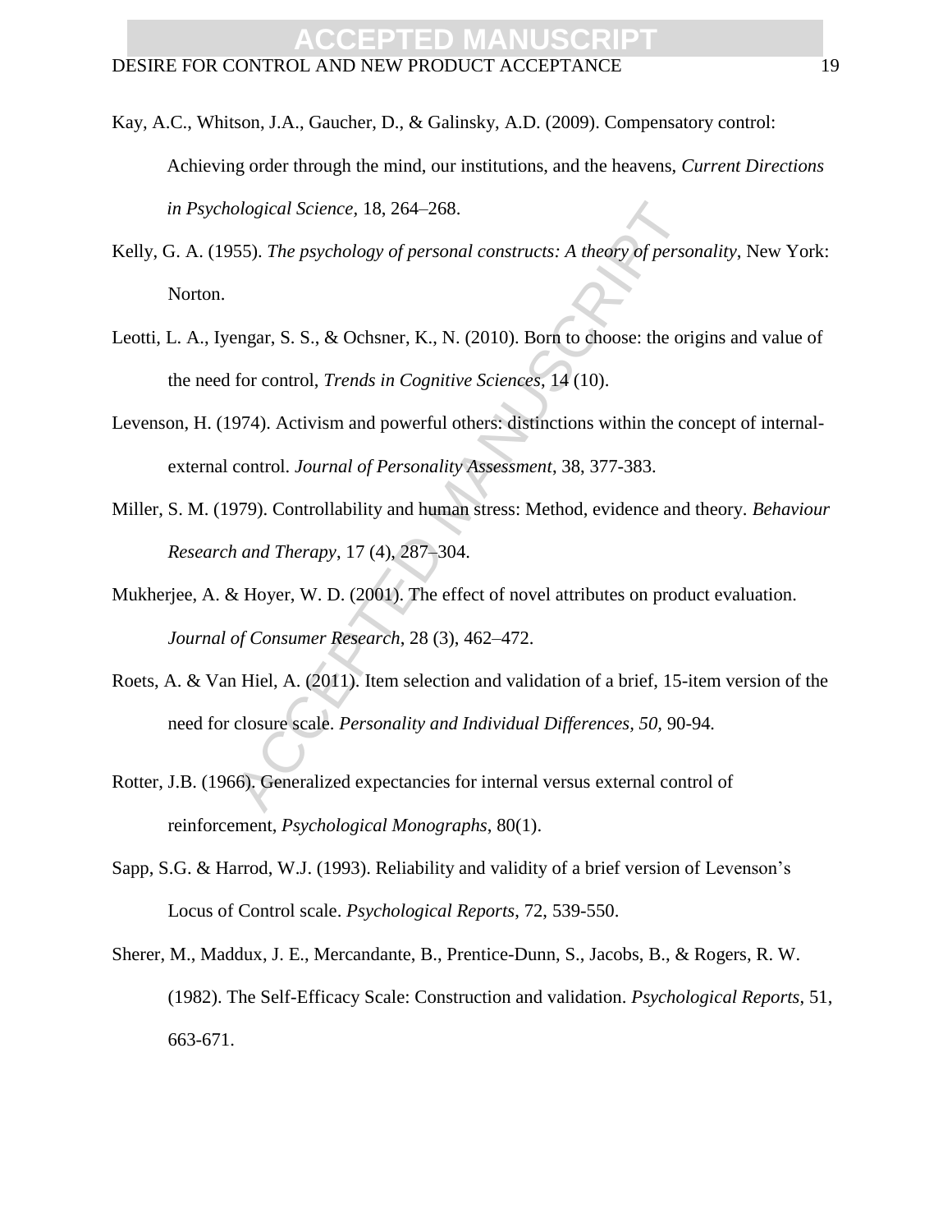Kay, A.C., Whitson, J.A., Gaucher, D., & Galinsky, A.D. (2009). Compensatory control: Achieving order through the mind, our institutions, and the heavens, *Current Directions in Psychological Science*, 18, 264–268.

Kelly, G. A. (1955). *The psychology of personal constructs: A theory of personality*, New York: Norton.

Leotti, L. A., Iyengar, S. S., & Ochsner, K., N. (2010). Born to choose: the origins and value of the need for control, *Trends in Cognitive Sciences*, 14 (10).

Levenson, H. (1974). Activism and powerful others: distinctions within the concept of internal-external control. *Journal of Personality Assessment*, 38, 377-383.

Miller, S. M. (1979). Controllability and human stress: Method, evidence and theory. *Behaviour Research and Therapy*, 17 (4), 287–304.

Mukherjee, A. & Hoyer, W. D. (2001). The effect of novel attributes on product evaluation. *Journal of Consumer Research*, 28 (3), 462–472.

Roets, A. & Van Hiel, A. (2011). Item selection and validation of a brief, 15-item version of the need for closure scale. *Personality and Individual Differences, 50,* 90-94.

Rotter, J.B. (1966). Generalized expectancies for internal versus external control of reinforcement, *Psychological Monographs*, 80(1).

Sapp, S.G. & Harrod, W.J. (1993). Reliability and validity of a brief version of Levenson's Locus of Control scale. *Psychological Reports*, 72, 539-550.

Sherer, M., Maddux, J. E., Mercandante, B., Prentice-Dunn, S., Jacobs, B., & Rogers, R. W. (1982). The Self-Efficacy Scale: Construction and validation. *Psychological Reports*, 51, 663-671.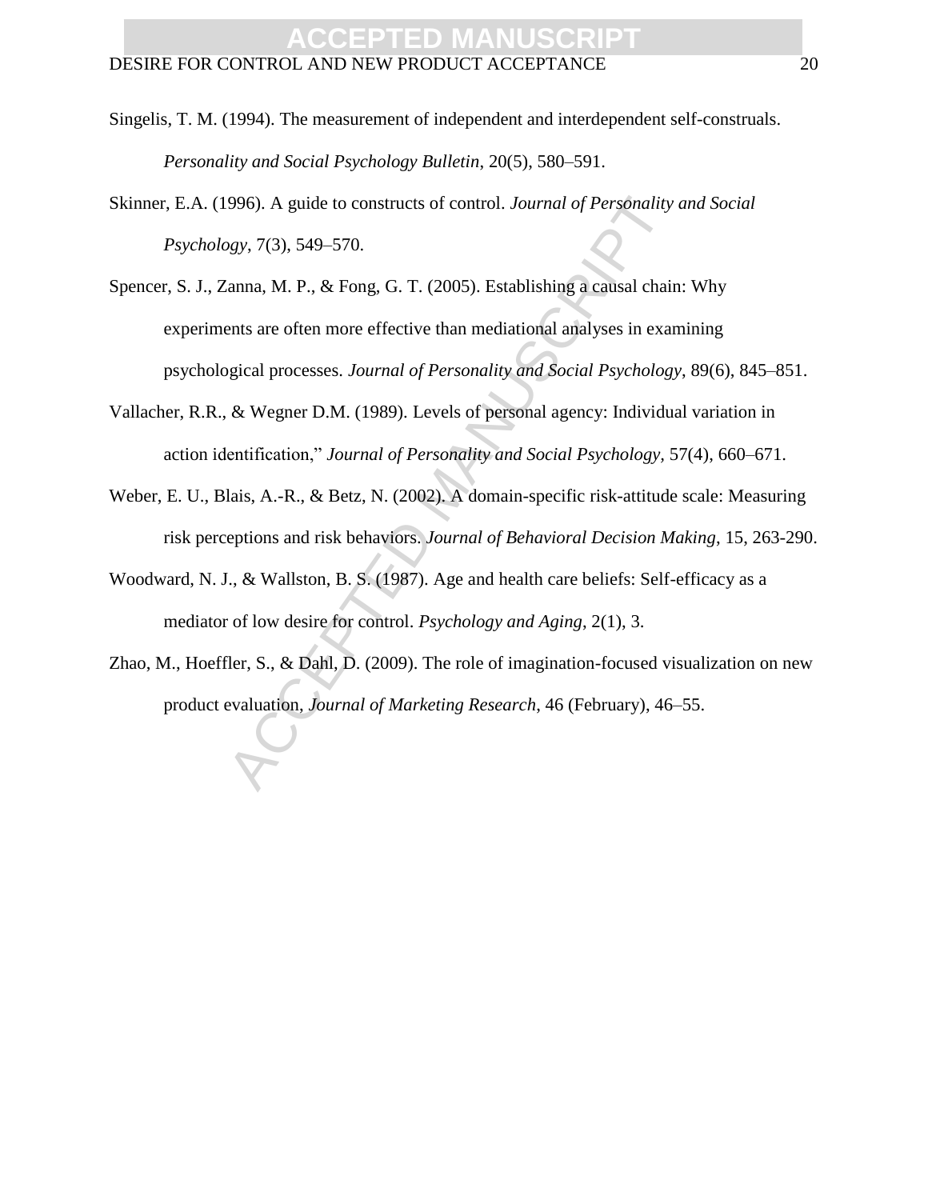Singelis, T. M. (1994). The measurement of independent and interdependent self-construals. *Personality and Social Psychology Bulletin*, 20(5), 580–591.

Skinner, E.A. (1996). A guide to constructs of control. *Journal of Personality and Social Psychology*, 7(3), 549–570.

Spencer, S. J., Zanna, M. P., & Fong, G. T. (2005). Establishing a causal chain: Why experiments are often more effective than mediational analyses in examining psychological processes. *Journal of Personality and Social Psychology*, 89(6), 845–851.

Vallacher, R.R., & Wegner D.M. (1989). Levels of personal agency: Individual variation in action identification," *Journal of Personality and Social Psychology*, 57(4), 660–671.

Weber, E. U., Blais, A.-R., & Betz, N. (2002). A domain-specific risk-attitude scale: Measuring risk perceptions and risk behaviors. *Journal of Behavioral Decision Making*, 15, 263-290.

Woodward, N. J., & Wallston, B. S. (1987). Age and health care beliefs: Self-efficacy as a mediator of low desire for control. *Psychology and Aging*, 2(1), 3.

Zhao, M., Hoeffler, S., & Dahl, D. (2009). The role of imagination-focused visualization on new product evaluation, *Journal of Marketing Research*, 46 (February), 46–55.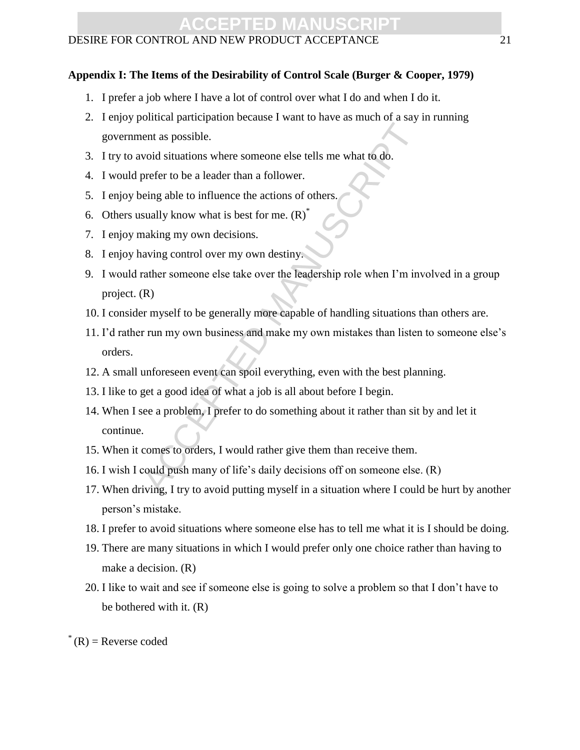**Appendix I: The Items of the Desirability of Control Scale (Burger & Cooper, 1979)**

1. I prefer a job where I have a lot of control over what I do and when I do it.
2. I enjoy political participation because I want to have as much of a say in running government as possible.
3. I try to avoid situations where someone else tells me what to do.
4. I would prefer to be a leader than a follower.
5. I enjoy being able to influence the actions of others.
6. Others usually know what is best for me. (R)*
7. I enjoy making my own decisions.
8. I enjoy having control over my own destiny.
9. I would rather someone else take over the leadership role when I'm involved in a group project. (R)
10. I consider myself to be generally more capable of handling situations than others are.
11. I'd rather run my own business and make my own mistakes than listen to someone else's orders.
12. A small unforeseen event can spoil everything, even with the best planning.
13. I like to get a good idea of what a job is all about before I begin.
14. When I see a problem, I prefer to do something about it rather than sit by and let it continue.
15. When it comes to orders, I would rather give them than receive them.
16. I wish I could push many of life's daily decisions off on someone else. (R)
17. When driving, I try to avoid putting myself in a situation where I could be hurt by another person's mistake.
18. I prefer to avoid situations where someone else has to tell me what it is I should be doing.
19. There are many situations in which I would prefer only one choice rather than having to make a decision. (R)
20. I like to wait and see if someone else is going to solve a problem so that I don't have to be bothered with it. (R)

* (R) = Reverse coded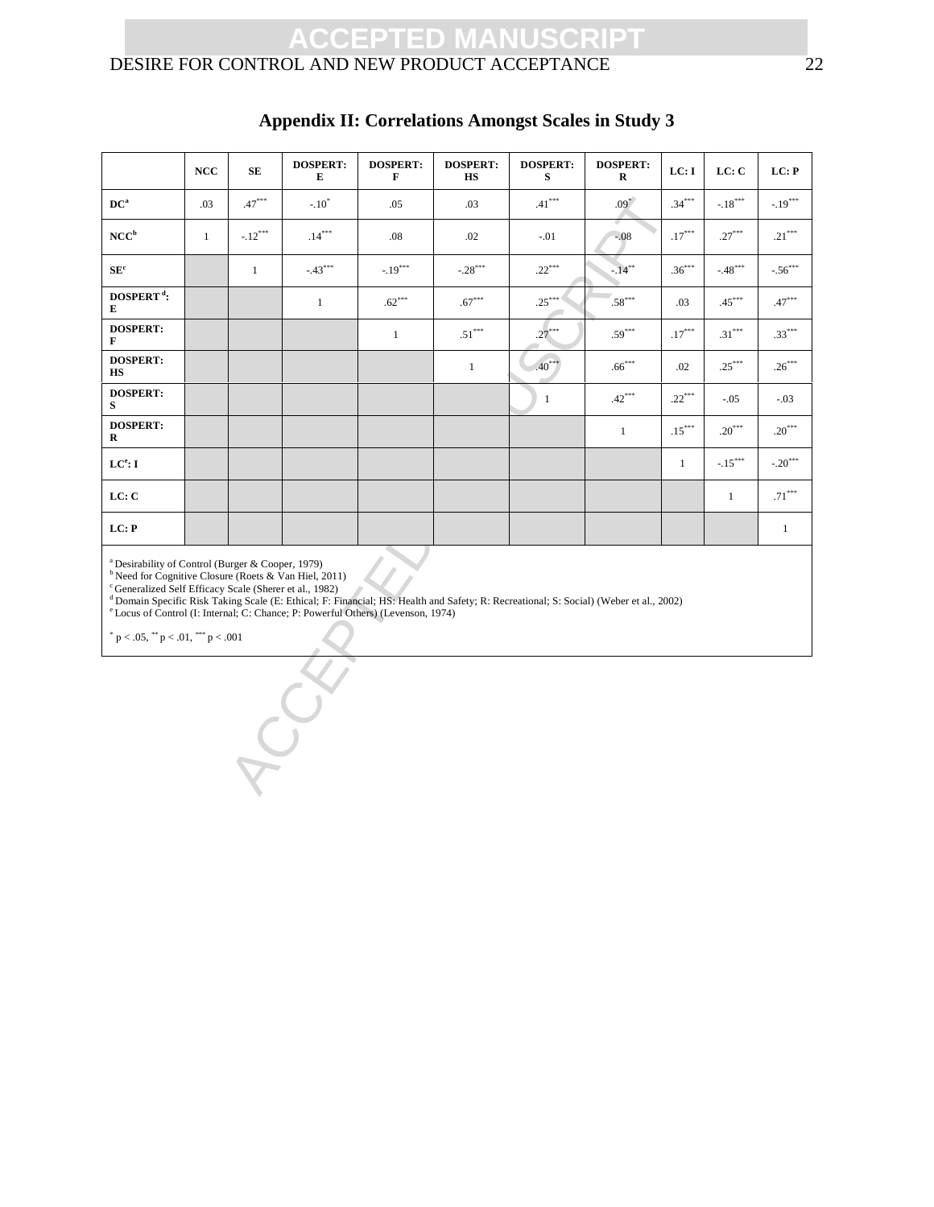## Appendix II: Correlations Amongst Scales in Study 3

| | NCC | SE | DOSPERT: E | DOSPERT: F | DOSPERT: HS | DOSPERT: S | DOSPERT: R | LC: I | LC: C | LC: P |
|---|---|---|---|---|---|---|---|---|---|---|
| DC[a] | .03 | .47*** | -.10* | .05 | .03 | .41*** | .09* | .34*** | -.18*** | -.19*** |
| NCC[b] | 1 | -.12*** | .14*** | .08 | .02 | -.01 | -.08 | .17*** | .27*** | .21*** |
| SE[c] | | 1 | -.43*** | -.19*** | -.28*** | .22*** | -.14** | .36*** | -.48*** | -.56*** |
| DOSPERT[d]: E | | | 1 | .62*** | .67*** | .25*** | .58*** | .03 | .45*** | .47*** |
| DOSPERT: F | | | | 1 | .51*** | .27*** | .59*** | .17*** | .31*** | .33*** |
| DOSPERT: HS | | | | | 1 | .40*** | .66*** | .02 | .25*** | .26*** |
| DOSPERT: S | | | | | | 1 | .42*** | .22*** | -.05 | -.03 |
| DOSPERT: R | | | | | | | 1 | .15*** | .20*** | .20*** |
| LC[e]: I | | | | | | | | 1 | -.15*** | -.20*** |
| LC: C | | | | | | | | | 1 | .71*** |
| LC: P | | | | | | | | | | 1 |

[a] Desirability of Control (Burger & Cooper, 1979)
[b] Need for Cognitive Closure (Roets & Van Hiel, 2011)
[c] Generalized Self Efficacy Scale (Sherer et al., 1982)
[d] Domain Specific Risk Taking Scale (E: Ethical; F: Financial; HS: Health and Safety; R: Recreational; S: Social) (Weber et al., 2002)
[e] Locus of Control (I: Internal; C: Chance; P: Powerful Others) (Levenson, 1974)

* $p < .05$, ** $p < .01$, *** $p < .001$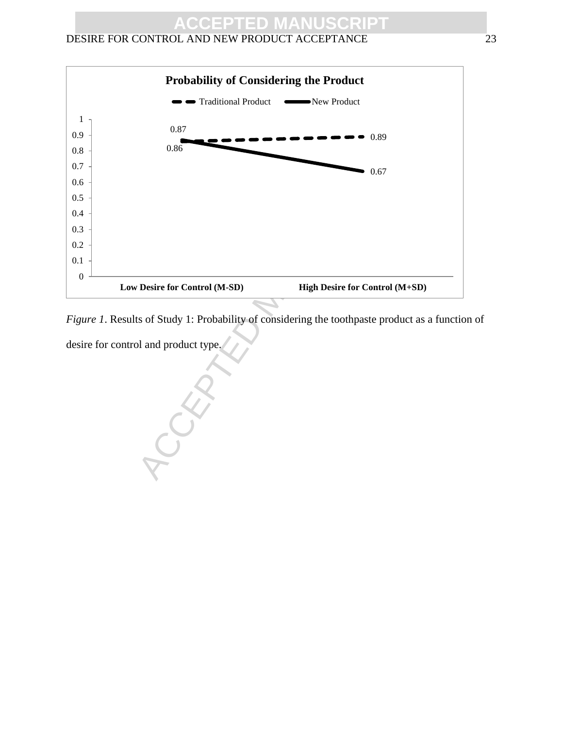*Figure 1*. Results of Study 1: Probability of considering the toothpaste product as a function of desire for control and product type.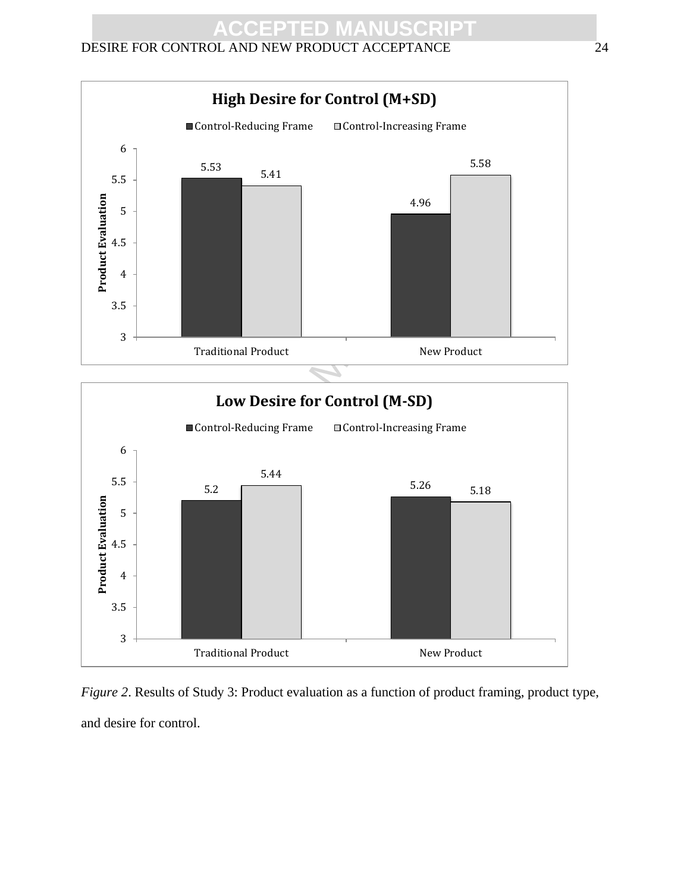**High Desire for Control (M+SD)**

■Control-Reducing Frame □Control-Increasing Frame

6
5.5
5
4.5
4
3.5
3

Product Evaluation

5.53
5.41
5.58
4.96

Traditional Product
New Product

**Low Desire for Control (M-SD)**

■Control-Reducing Frame □Control-Increasing Frame

6
5.5
5
4.5
4
3.5
3

Product Evaluation

5.2
5.44
5.26
5.18

Traditional Product
New Product

*Figure 2*. Results of Study 3: Product evaluation as a function of product framing, product type, and desire for control.